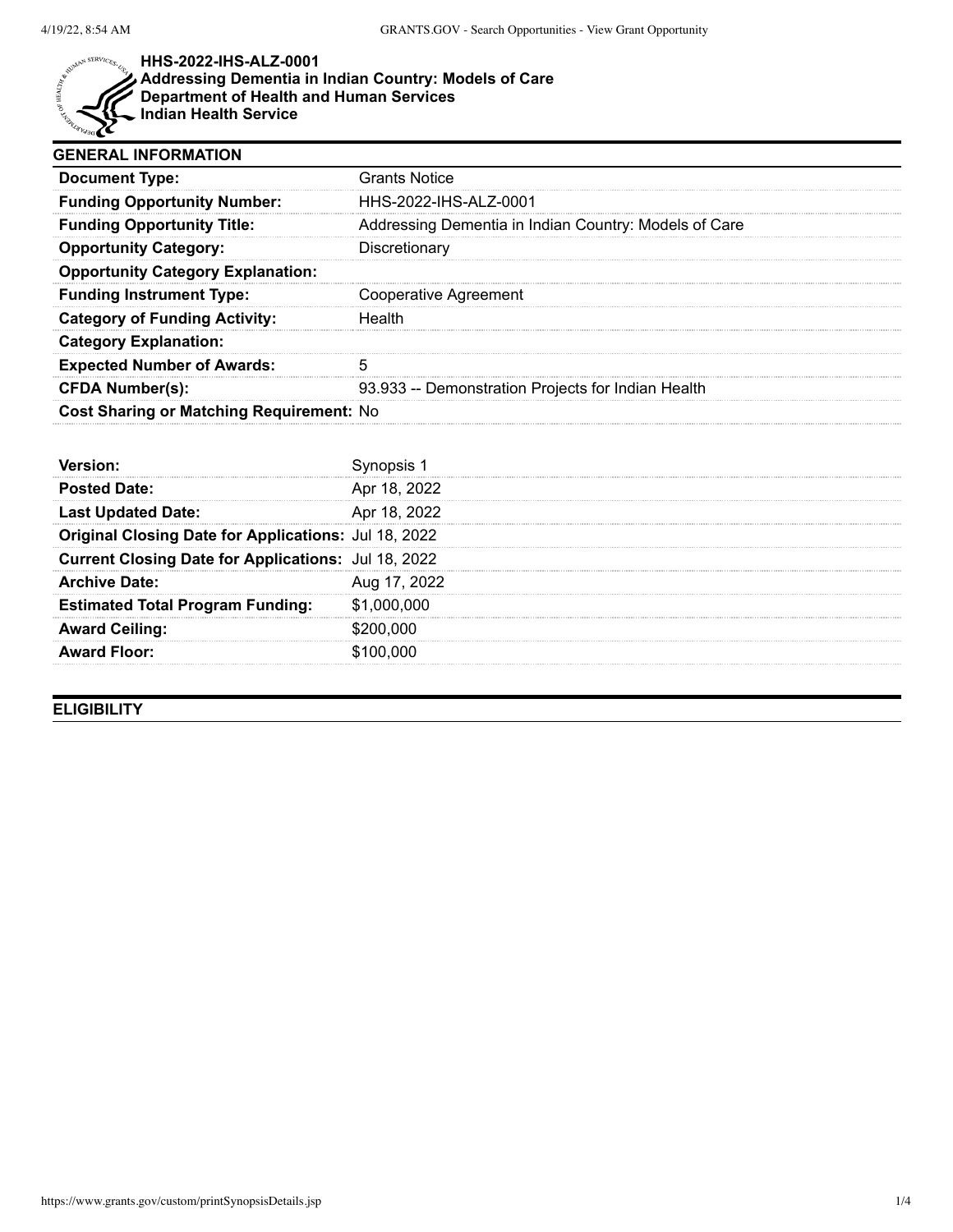# HHS-2022-IHS-ALZ-0001
## Addressing Dementia in Indian Country: Models of Care
## Department of Health and Human Services
## Indian Health Service

### GENERAL INFORMATION

| | |
|---|---|
| **Document Type:** | Grants Notice |
| **Funding Opportunity Number:** | HHS-2022-IHS-ALZ-0001 |
| **Funding Opportunity Title:** | Addressing Dementia in Indian Country: Models of Care |
| **Opportunity Category:** | Discretionary |
| **Opportunity Category Explanation:** | |
| **Funding Instrument Type:** | Cooperative Agreement |
| **Category of Funding Activity:** | Health |
| **Category Explanation:** | |
| **Expected Number of Awards:** | 5 |
| **CFDA Number(s):** | 93.933 -- Demonstration Projects for Indian Health |
| **Cost Sharing or Matching Requirement:** | No |

| | |
|---|---|
| **Version:** | Synopsis 1 |
| **Posted Date:** | Apr 18, 2022 |
| **Last Updated Date:** | Apr 18, 2022 |
| **Original Closing Date for Applications:** | Jul 18, 2022 |
| **Current Closing Date for Applications:** | Jul 18, 2022 |
| **Archive Date:** | Aug 17, 2022 |
| **Estimated Total Program Funding:** | $1,000,000 |
| **Award Ceiling:** | $200,000 |
| **Award Floor:** | $100,000 |

### ELIGIBILITY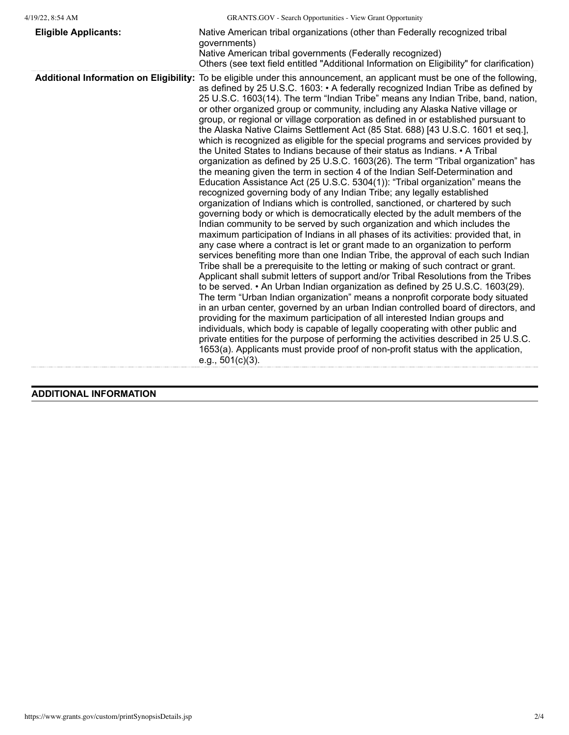| | |
|---|---|
| **Eligible Applicants:** | Native American tribal organizations (other than Federally recognized tribal governments)<br>Native American tribal governments (Federally recognized)<br>Others (see text field entitled "Additional Information on Eligibility" for clarification) |
| **Additional Information on Eligibility:** | To be eligible under this announcement, an applicant must be one of the following, as defined by 25 U.S.C. 1603: • A federally recognized Indian Tribe as defined by 25 U.S.C. 1603(14). The term "Indian Tribe" means any Indian Tribe, band, nation, or other organized group or community, including any Alaska Native village or group, or regional or village corporation as defined in or established pursuant to the Alaska Native Claims Settlement Act (85 Stat. 688) [43 U.S.C. 1601 et seq.], which is recognized as eligible for the special programs and services provided by the United States to Indians because of their status as Indians. • A Tribal organization as defined by 25 U.S.C. 1603(26). The term "Tribal organization" has the meaning given the term in section 4 of the Indian Self-Determination and Education Assistance Act (25 U.S.C. 5304(1)): "Tribal organization" means the recognized governing body of any Indian Tribe; any legally established organization of Indians which is controlled, sanctioned, or chartered by such governing body or which is democratically elected by the adult members of the Indian community to be served by such organization and which includes the maximum participation of Indians in all phases of its activities: provided that, in any case where a contract is let or grant made to an organization to perform services benefiting more than one Indian Tribe, the approval of each such Indian Tribe shall be a prerequisite to the letting or making of such contract or grant. Applicant shall submit letters of support and/or Tribal Resolutions from the Tribes to be served. • An Urban Indian organization as defined by 25 U.S.C. 1603(29). The term "Urban Indian organization" means a nonprofit corporate body situated in an urban center, governed by an urban Indian controlled board of directors, and providing for the maximum participation of all interested Indian groups and individuals, which body is capable of legally cooperating with other public and private entities for the purpose of performing the activities described in 25 U.S.C. 1653(a). Applicants must provide proof of non-profit status with the application, e.g., 501(c)(3). |

## ADDITIONAL INFORMATION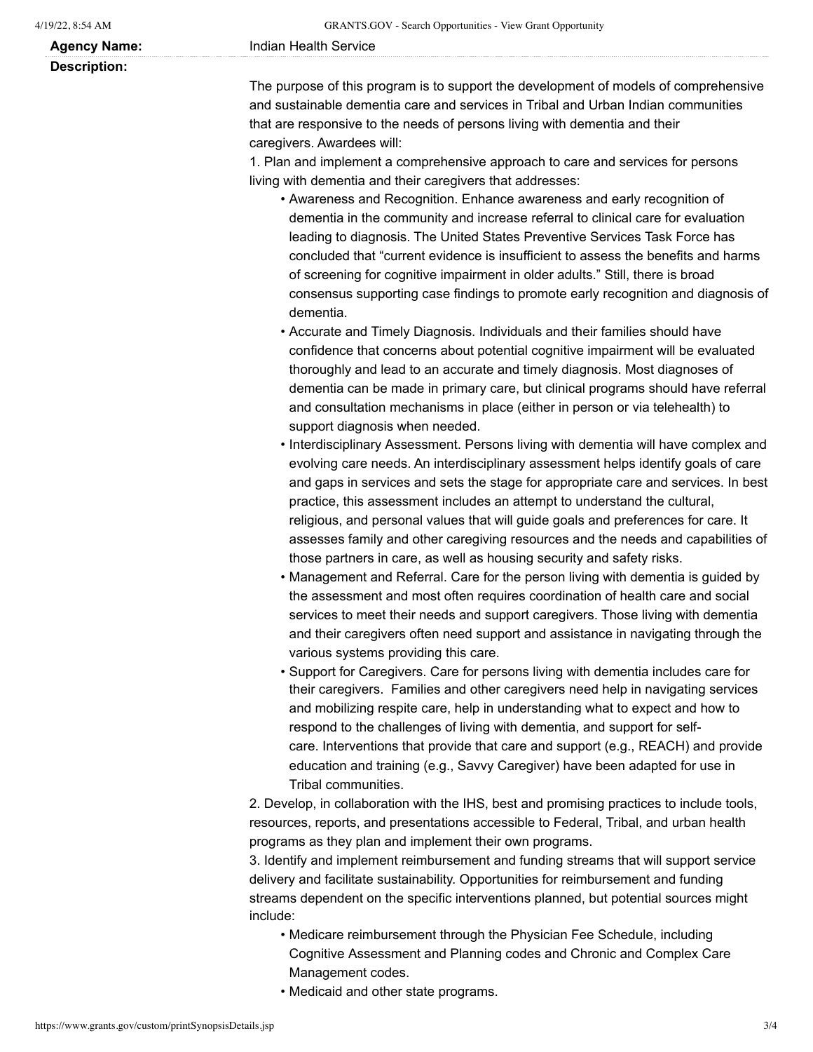**Agency Name:** Indian Health Service

**Description:**

The purpose of this program is to support the development of models of comprehensive and sustainable dementia care and services in Tribal and Urban Indian communities that are responsive to the needs of persons living with dementia and their caregivers. Awardees will:

1. Plan and implement a comprehensive approach to care and services for persons living with dementia and their caregivers that addresses:
   - Awareness and Recognition. Enhance awareness and early recognition of dementia in the community and increase referral to clinical care for evaluation leading to diagnosis. The United States Preventive Services Task Force has concluded that "current evidence is insufficient to assess the benefits and harms of screening for cognitive impairment in older adults." Still, there is broad consensus supporting case findings to promote early recognition and diagnosis of dementia.
   - Accurate and Timely Diagnosis. Individuals and their families should have confidence that concerns about potential cognitive impairment will be evaluated thoroughly and lead to an accurate and timely diagnosis. Most diagnoses of dementia can be made in primary care, but clinical programs should have referral and consultation mechanisms in place (either in person or via telehealth) to support diagnosis when needed.
   - Interdisciplinary Assessment. Persons living with dementia will have complex and evolving care needs. An interdisciplinary assessment helps identify goals of care and gaps in services and sets the stage for appropriate care and services. In best practice, this assessment includes an attempt to understand the cultural, religious, and personal values that will guide goals and preferences for care. It assesses family and other caregiving resources and the needs and capabilities of those partners in care, as well as housing security and safety risks.
   - Management and Referral. Care for the person living with dementia is guided by the assessment and most often requires coordination of health care and social services to meet their needs and support caregivers. Those living with dementia and their caregivers often need support and assistance in navigating through the various systems providing this care.
   - Support for Caregivers. Care for persons living with dementia includes care for their caregivers. Families and other caregivers need help in navigating services and mobilizing respite care, help in understanding what to expect and how to respond to the challenges of living with dementia, and support for self-care. Interventions that provide that care and support (e.g., REACH) and provide education and training (e.g., Savvy Caregiver) have been adapted for use in Tribal communities.
2. Develop, in collaboration with the IHS, best and promising practices to include tools, resources, reports, and presentations accessible to Federal, Tribal, and urban health programs as they plan and implement their own programs.
3. Identify and implement reimbursement and funding streams that will support service delivery and facilitate sustainability. Opportunities for reimbursement and funding streams dependent on the specific interventions planned, but potential sources might include:
   - Medicare reimbursement through the Physician Fee Schedule, including Cognitive Assessment and Planning codes and Chronic and Complex Care Management codes.
   - Medicaid and other state programs.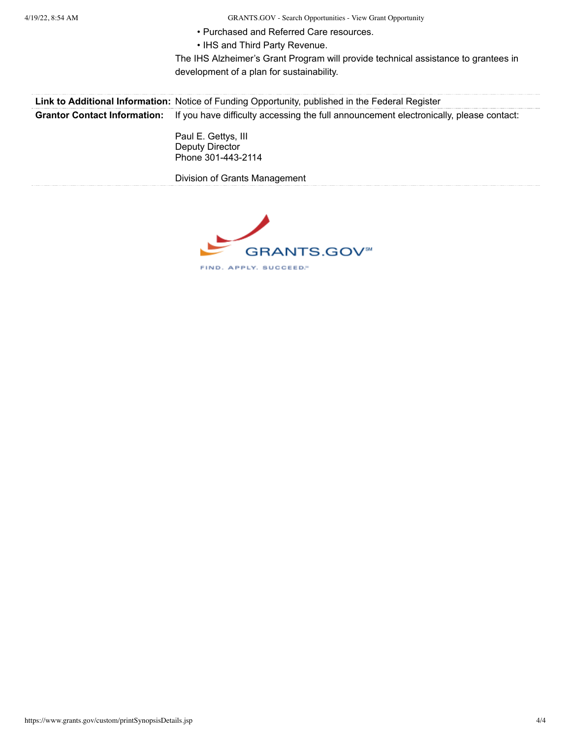- Purchased and Referred Care resources.
- IHS and Third Party Revenue.

The IHS Alzheimer's Grant Program will provide technical assistance to grantees in development of a plan for sustainability.

| | |
|---|---|
| **Link to Additional Information:** | Notice of Funding Opportunity, published in the Federal Register |
| **Grantor Contact Information:** | If you have difficulty accessing the full announcement electronically, please contact:<br><br>Paul E. Gettys, III<br>Deputy Director<br>Phone 301-443-2114<br><br>Division of Grants Management |

GRANTS.GOV
FIND. APPLY. SUCCEED.